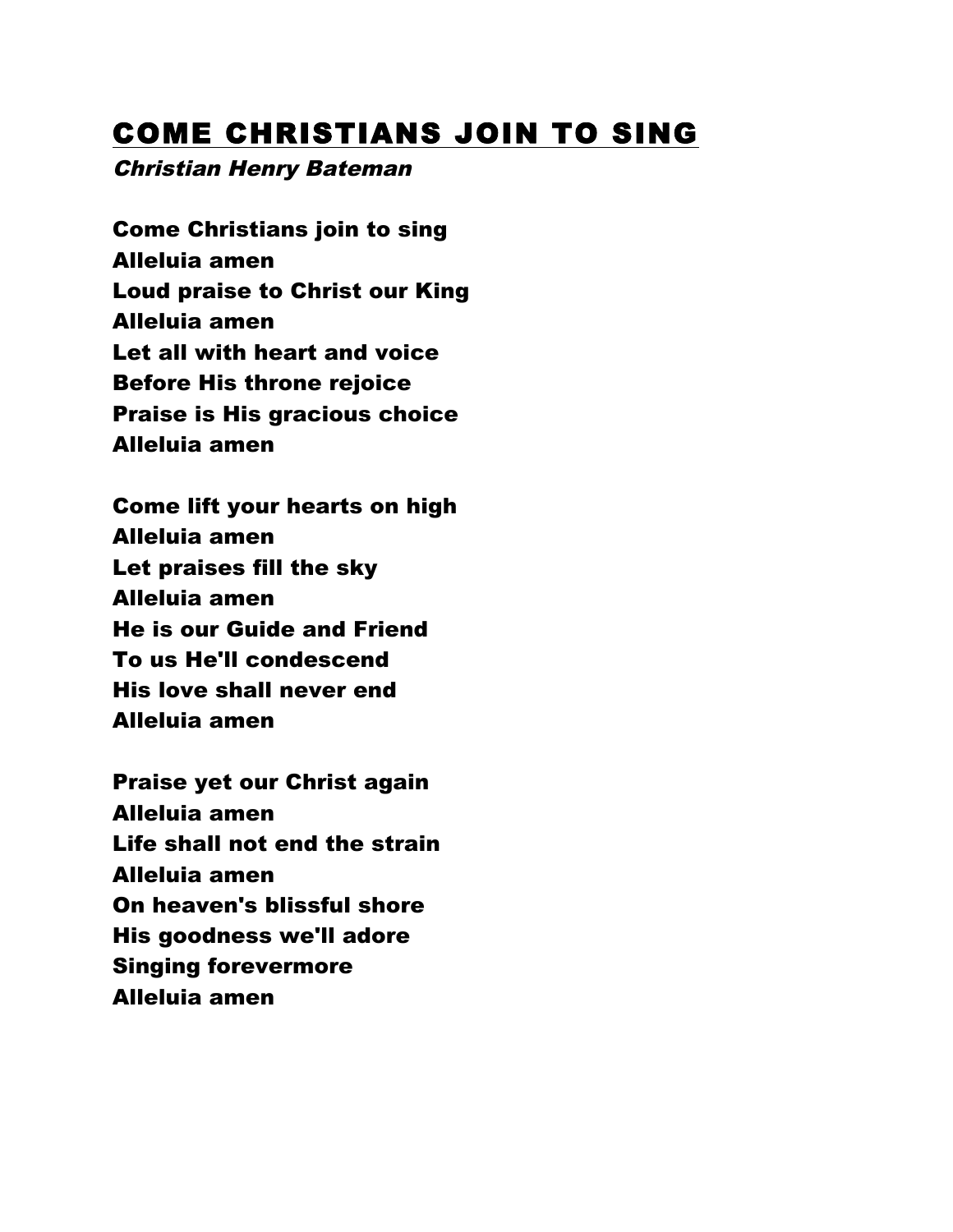# COME CHRISTIANS JOIN TO SING

*Christian Henry Bateman*

**Come Christians join to sing**
**Alleluia amen**
**Loud praise to Christ our King**
**Alleluia amen**
**Let all with heart and voice**
**Before His throne rejoice**
**Praise is His gracious choice**
**Alleluia amen**

**Come lift your hearts on high**
**Alleluia amen**
**Let praises fill the sky**
**Alleluia amen**
**He is our Guide and Friend**
**To us He'll condescend**
**His love shall never end**
**Alleluia amen**

**Praise yet our Christ again**
**Alleluia amen**
**Life shall not end the strain**
**Alleluia amen**
**On heaven's blissful shore**
**His goodness we'll adore**
**Singing forevermore**
**Alleluia amen**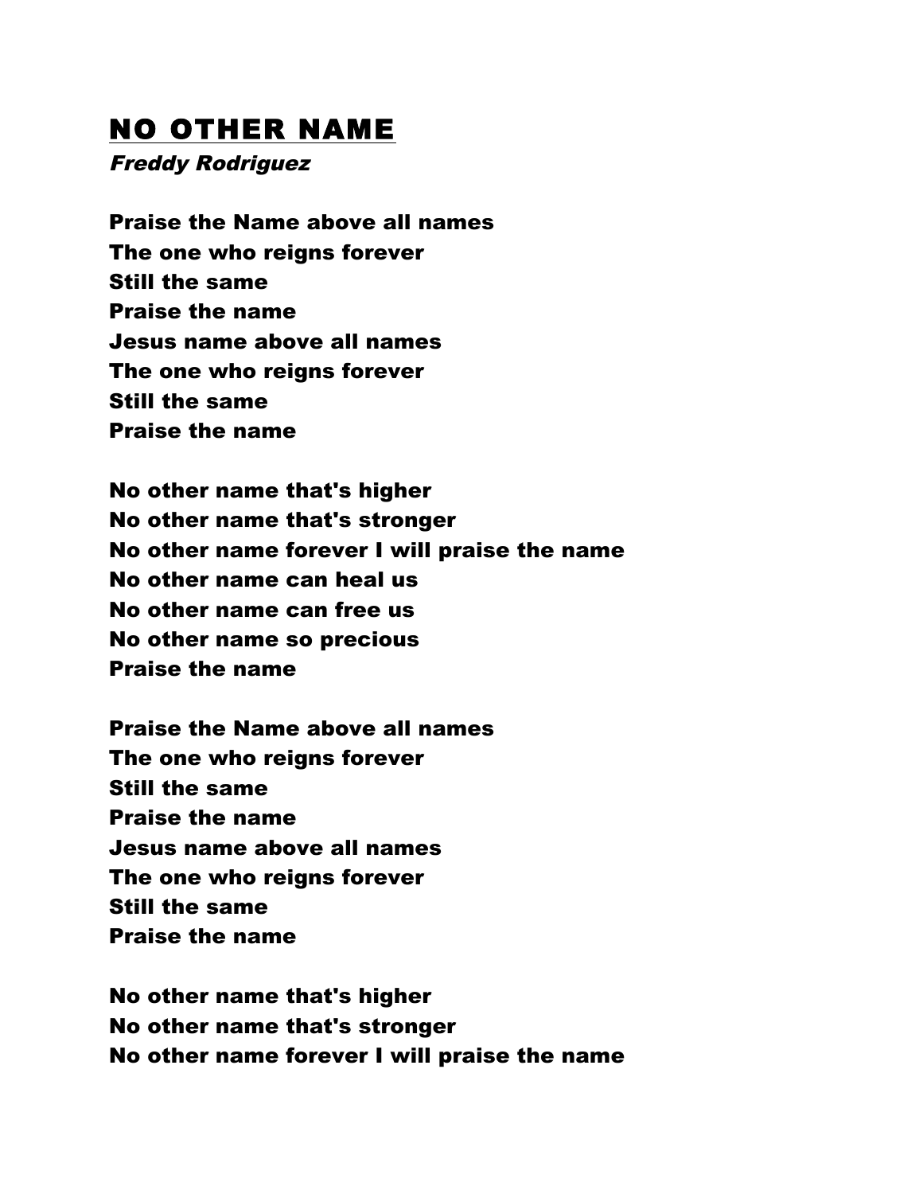# NO OTHER NAME

*Freddy Rodriguez*

**Praise the Name above all names**
**The one who reigns forever**
**Still the same**
**Praise the name**
**Jesus name above all names**
**The one who reigns forever**
**Still the same**
**Praise the name**

**No other name that's higher**
**No other name that's stronger**
**No other name forever I will praise the name**
**No other name can heal us**
**No other name can free us**
**No other name so precious**
**Praise the name**

**Praise the Name above all names**
**The one who reigns forever**
**Still the same**
**Praise the name**
**Jesus name above all names**
**The one who reigns forever**
**Still the same**
**Praise the name**

**No other name that's higher**
**No other name that's stronger**
**No other name forever I will praise the name**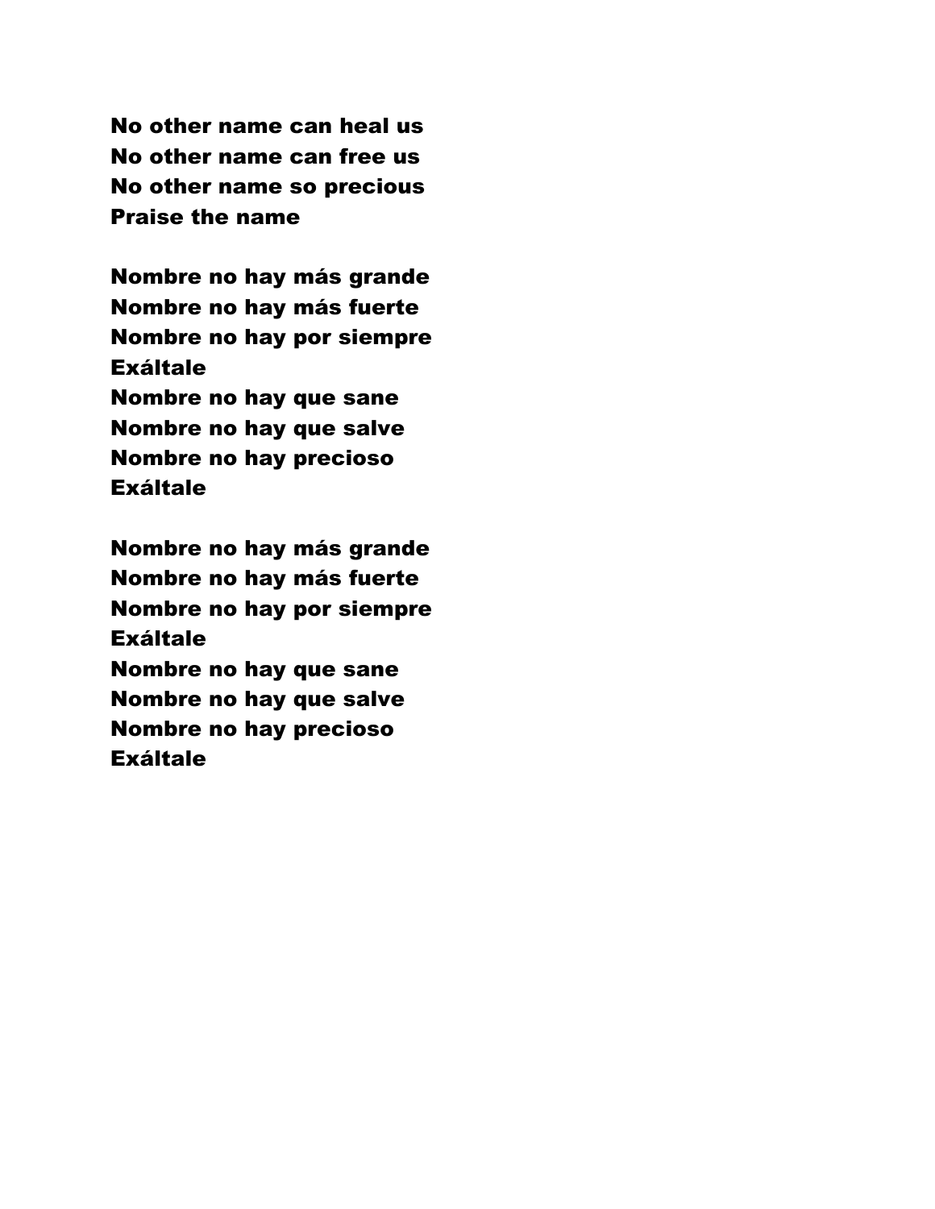**No other name can heal us**
**No other name can free us**
**No other name so precious**
**Praise the name**

**Nombre no hay más grande**
**Nombre no hay más fuerte**
**Nombre no hay por siempre**
**Exáltale**
**Nombre no hay que sane**
**Nombre no hay que salve**
**Nombre no hay precioso**
**Exáltale**

**Nombre no hay más grande**
**Nombre no hay más fuerte**
**Nombre no hay por siempre**
**Exáltale**
**Nombre no hay que sane**
**Nombre no hay que salve**
**Nombre no hay precioso**
**Exáltale**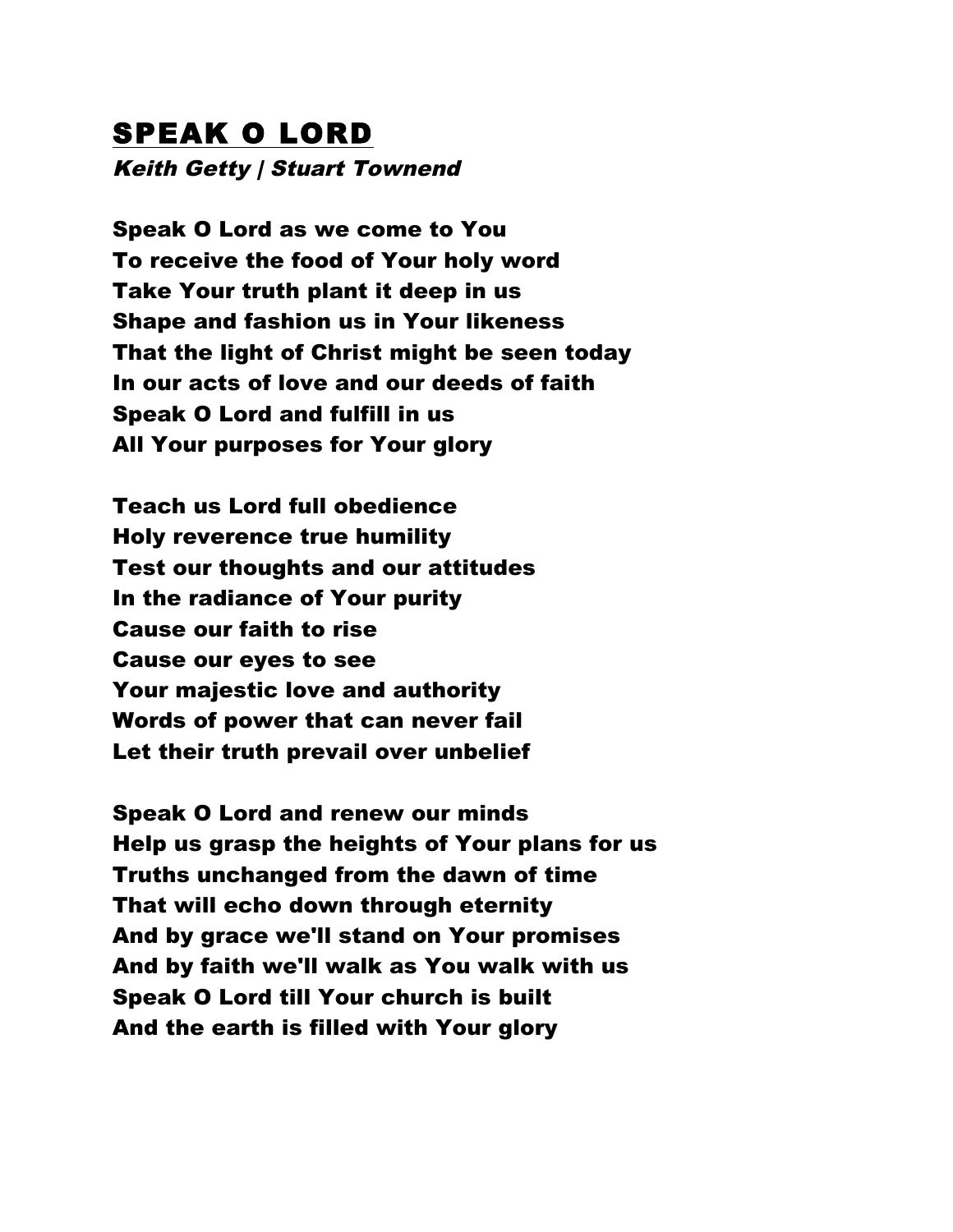# SPEAK O LORD

*Keith Getty | Stuart Townend*

**Speak O Lord as we come to You**
**To receive the food of Your holy word**
**Take Your truth plant it deep in us**
**Shape and fashion us in Your likeness**
**That the light of Christ might be seen today**
**In our acts of love and our deeds of faith**
**Speak O Lord and fulfill in us**
**All Your purposes for Your glory**

**Teach us Lord full obedience**
**Holy reverence true humility**
**Test our thoughts and our attitudes**
**In the radiance of Your purity**
**Cause our faith to rise**
**Cause our eyes to see**
**Your majestic love and authority**
**Words of power that can never fail**
**Let their truth prevail over unbelief**

**Speak O Lord and renew our minds**
**Help us grasp the heights of Your plans for us**
**Truths unchanged from the dawn of time**
**That will echo down through eternity**
**And by grace we'll stand on Your promises**
**And by faith we'll walk as You walk with us**
**Speak O Lord till Your church is built**
**And the earth is filled with Your glory**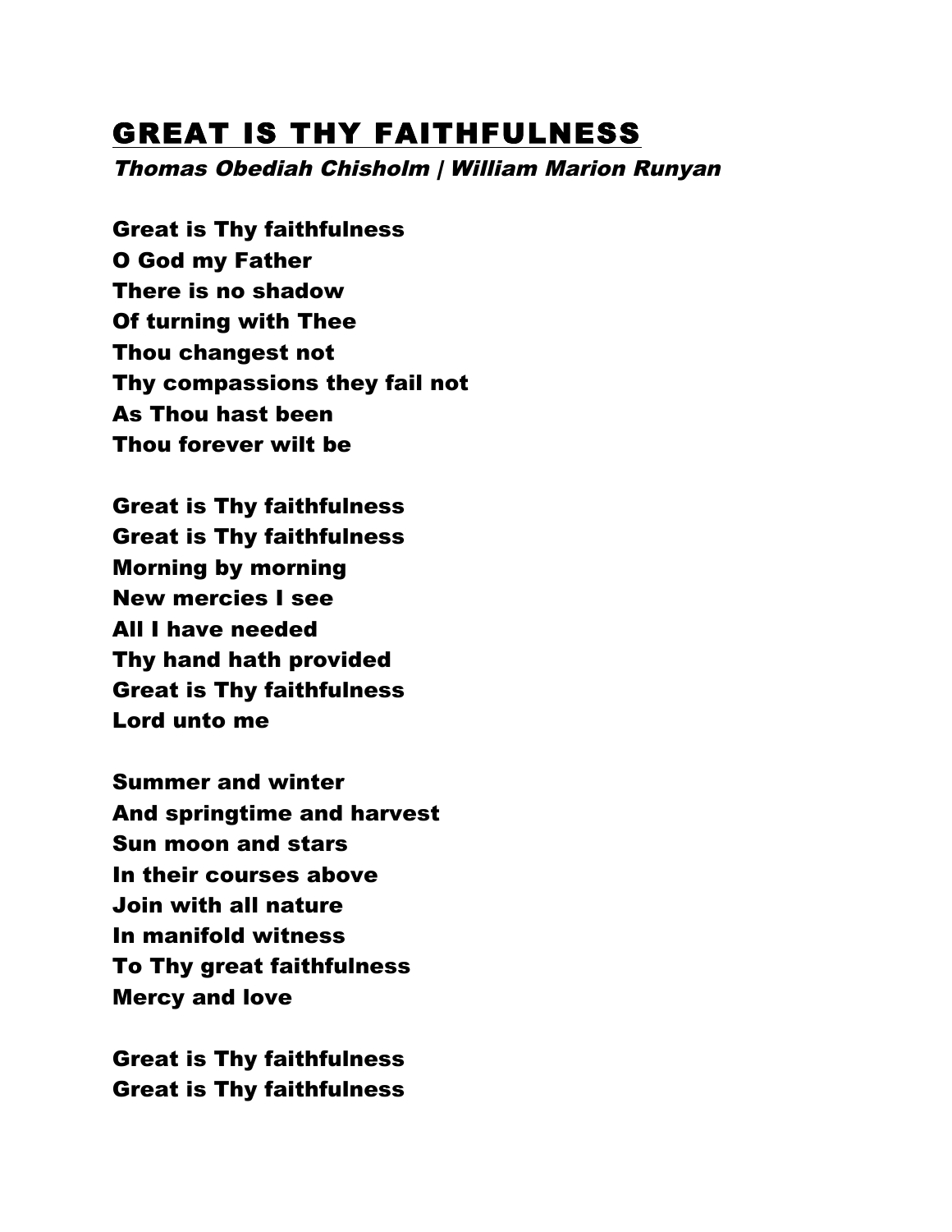# GREAT IS THY FAITHFULNESS

*Thomas Obediah Chisholm | William Marion Runyan*

**Great is Thy faithfulness**
**O God my Father**
**There is no shadow**
**Of turning with Thee**
**Thou changest not**
**Thy compassions they fail not**
**As Thou hast been**
**Thou forever wilt be**

**Great is Thy faithfulness**
**Great is Thy faithfulness**
**Morning by morning**
**New mercies I see**
**All I have needed**
**Thy hand hath provided**
**Great is Thy faithfulness**
**Lord unto me**

**Summer and winter**
**And springtime and harvest**
**Sun moon and stars**
**In their courses above**
**Join with all nature**
**In manifold witness**
**To Thy great faithfulness**
**Mercy and love**

**Great is Thy faithfulness**
**Great is Thy faithfulness**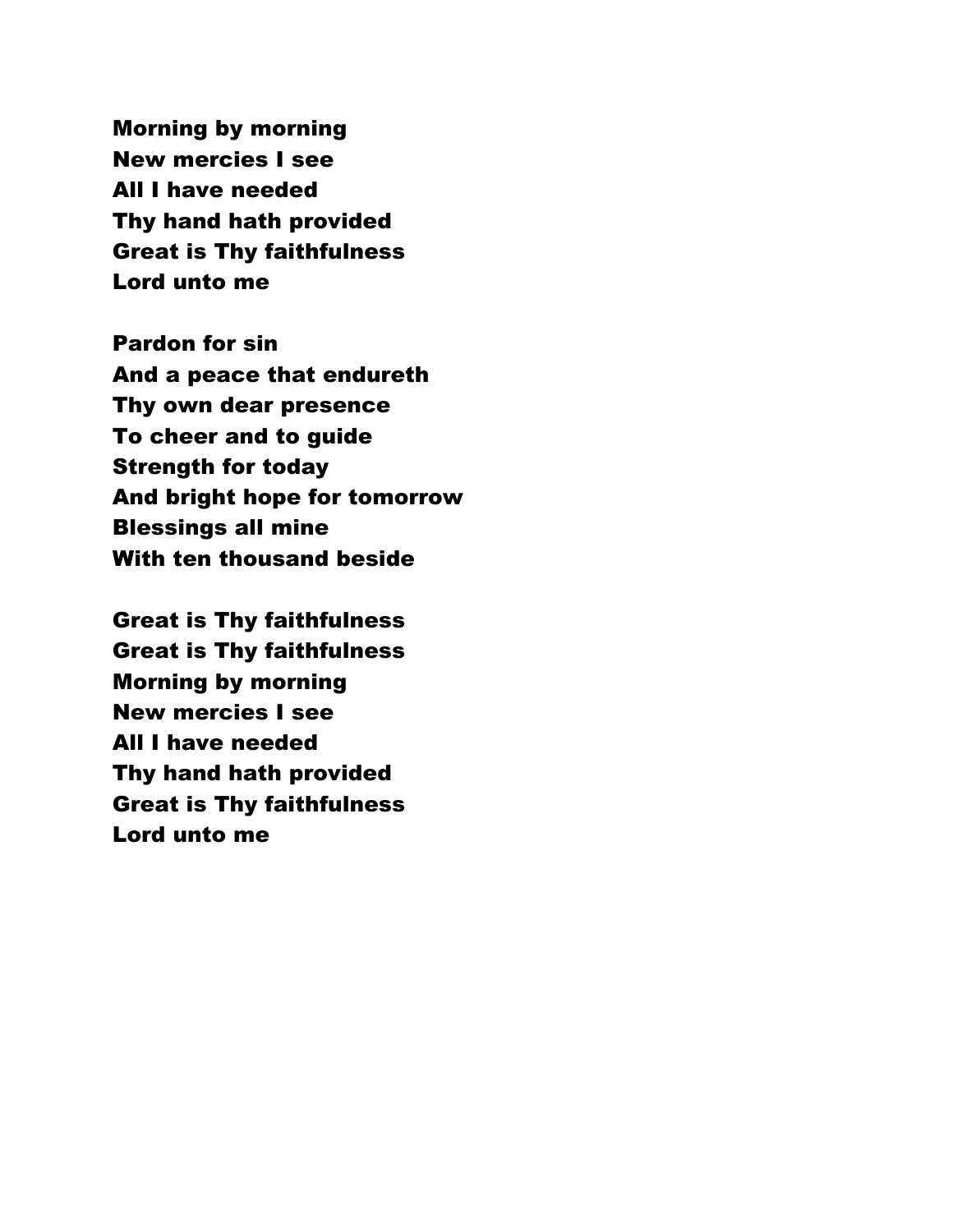**Morning by morning**
**New mercies I see**
**All I have needed**
**Thy hand hath provided**
**Great is Thy faithfulness**
**Lord unto me**

**Pardon for sin**
**And a peace that endureth**
**Thy own dear presence**
**To cheer and to guide**
**Strength for today**
**And bright hope for tomorrow**
**Blessings all mine**
**With ten thousand beside**

**Great is Thy faithfulness**
**Great is Thy faithfulness**
**Morning by morning**
**New mercies I see**
**All I have needed**
**Thy hand hath provided**
**Great is Thy faithfulness**
**Lord unto me**